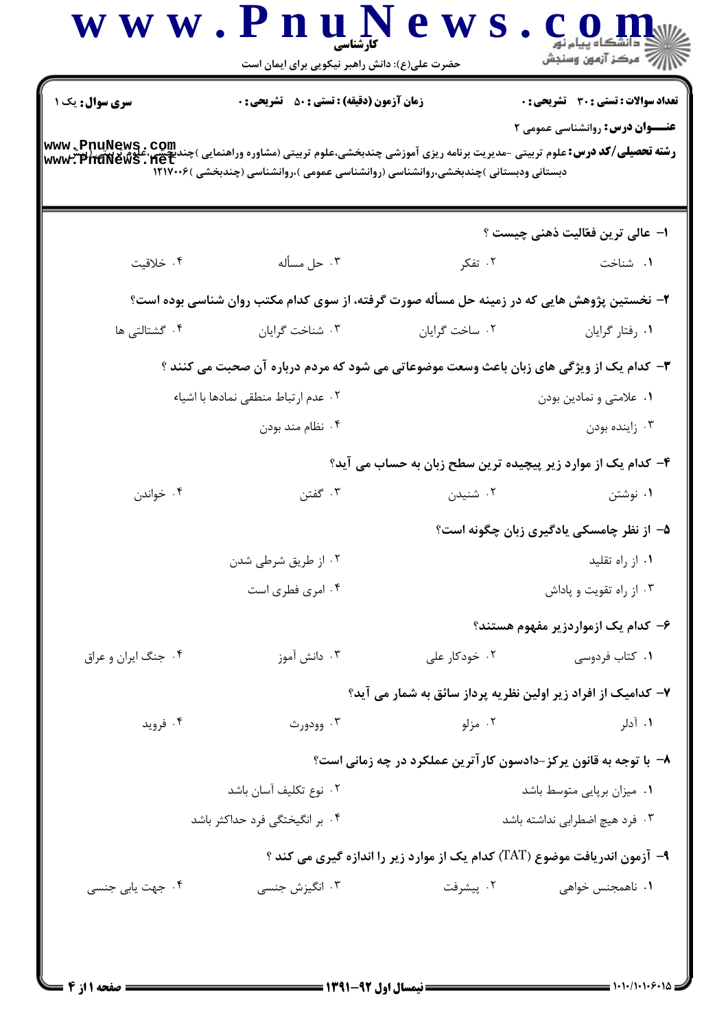**سری سوال:** یک ۱

**زمان آزمون (دقیقه) : تستی : ۵۰ تشریحی : ۰**

**تعداد سوالات : تستی : ۳۰ تشریحی : ۰**

**عنـــوان درس:** روانشناسی عمومی ۲

**رشته تحصیلی/کد درس:** علوم تربیتی -مدیریت برنامه ریزی آموزشی چندبخشی،علوم تربیتی (مشاوره وراهنمایی )چندبخشی،علوم تربیتی (پیش دبستانی ودبستانی )چندبخشی،روانشناسی (روانشناسی عمومی )،روانشناسی (چندبخشی )۱۲۱۷۰۰۶

**۱- عالی ترین فعّالیت ذهنی چیست ؟**

۱. شناخت
۲. تفکر
۳. حل مسأله
۴. خلاقیت

**۲- نخستین پژوهش هایی که در زمینه حل مسأله صورت گرفته، از سوی کدام مکتب روان شناسی بوده است؟**

۱. رفتار گرایان
۲. ساخت گرایان
۳. شناخت گرایان
۴. گشتالتی ها

**۳- کدام یک از ویژگی های زبان باعث وسعت موضوعاتی می شود که مردم درباره آن صحبت می کنند ؟**

۱. علامتی و نمادین بودن
۲. عدم ارتباط منطقی نمادها با اشیاء
۳. زاینده بودن
۴. نظام مند بودن

**۴- کدام یک از موارد زیر پیچیده ترین سطح زبان به حساب می آید؟**

۱. نوشتن
۲. شنیدن
۳. گفتن
۴. خواندن

**۵- از نظر چامسکی یادگیری زبان چگونه است؟**

۱. از راه تقلید
۲. از طریق شرطی شدن
۳. از راه تقویت و پاداش
۴. امری فطری است

**۶- کدام یک ازمواردزیر مفهوم هستند؟**

۱. کتاب فردوسی
۲. خودکار علی
۳. دانش آموز
۴. جنگ ایران و عراق

**۷- کدامیک از افراد زیر اولین نظریه پرداز سائق به شمار می آید؟**

۱. آدلر
۲. مزلو
۳. وودورث
۴. فروید

**۸- با توجه به قانون یرکز-دادسون کارآترین عملکرد در چه زمانی است؟**

۱. میزان برپایی متوسط باشد
۲. نوع تکلیف آسان باشد
۳. فرد هیچ اضطرابی نداشته باشد
۴. بر انگیختگی فرد حداکثر باشد

**۹- آزمون اندریافت موضوع (TAT) کدام یک از موارد زیر را اندازه گیری می کند ؟**

۱. ناهمجنس خواهی
۲. پیشرفت
۳. انگیزش جنسی
۴. جهت یابی جنسی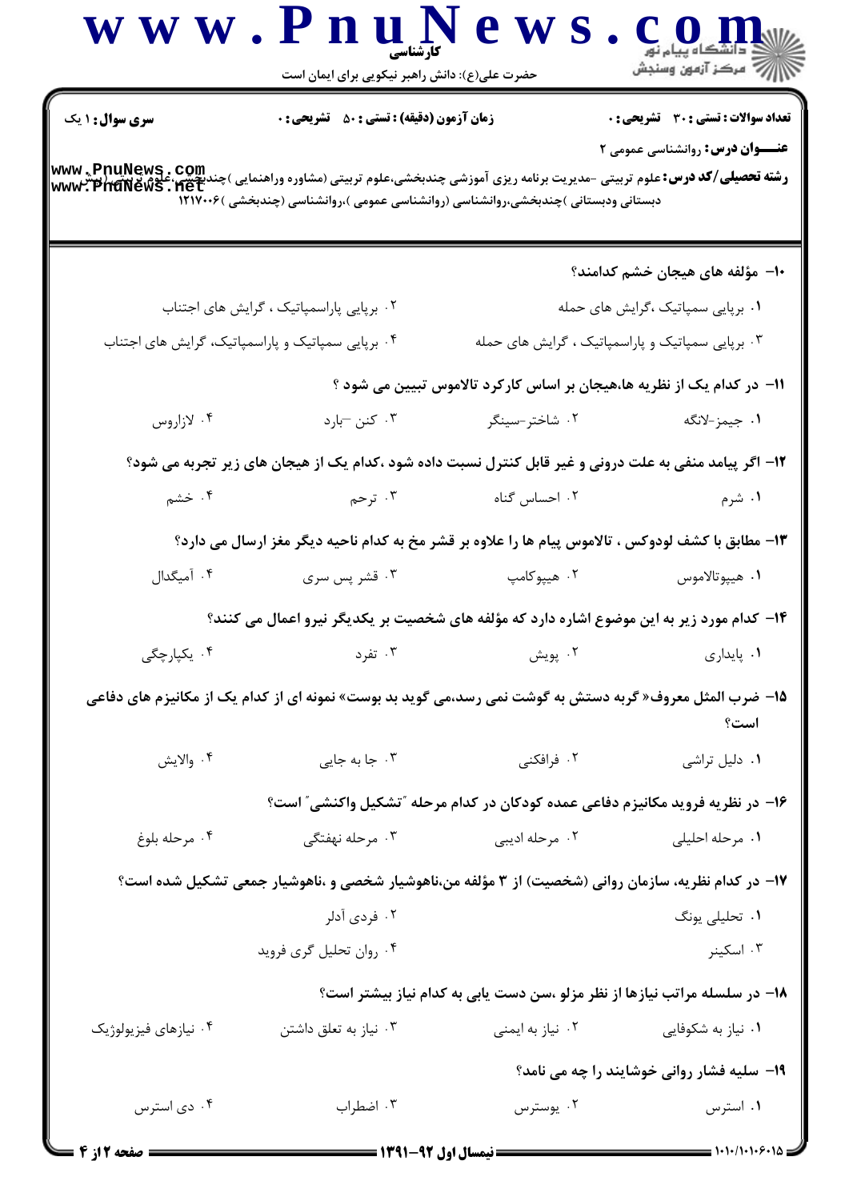**سری سوال:** ۱ یک

**زمان آزمون (دقیقه) : تستی : ۵۰ تشریحی : ۰**

**تعداد سوالات : تستی : ۳۰ تشریحی : ۰**

**عنـــوان درس:** روانشناسی عمومی ۲

**رشته تحصیلی/کد درس:** علوم تربیتی -مدیریت برنامه ریزی آموزشی چندبخشی،علوم تربیتی (مشاوره وراهنمایی )چندبخشی،علوم تربیتی (پیش دبستانی ودبستانی )چندبخشی،روانشناسی (روانشناسی عمومی )،روانشناسی (چندبخشی )۱۲۱۷۰۰۶

۱۰- مؤلفه های هیجان خشم کدامند؟

۱. برپایی سمپاتیک ،گرایش های حمله
۲. برپایی پاراسمپاتیک ، گرایش های اجتناب
۳. برپایی سمپاتیک و پاراسمپاتیک ، گرایش های حمله
۴. برپایی سمپاتیک و پاراسمپاتیک، گرایش های اجتناب

۱۱- در کدام یک از نظریه ها،هیجان بر اساس کارکرد تالاموس تبیین می شود ؟

۱. جیمز-لانگه
۲. شاختر-سینگر
۳. کنن -بارد
۴. لازاروس

۱۲- اگر پیامد منفی به علت درونی و غیر قابل کنترل نسبت داده شود ،کدام یک از هیجان های زیر تجربه می شود؟

۱. شرم
۲. احساس گناه
۳. ترحم
۴. خشم

۱۳- مطابق با کشف لودوکس ، تالاموس پیام ها را علاوه بر قشر مخ به کدام ناحیه دیگر مغز ارسال می دارد؟

۱. هیپوتالاموس
۲. هیپوکامپ
۳. قشر پس سری
۴. آمیگدال

۱۴- کدام مورد زیر به این موضوع اشاره دارد که مؤلفه های شخصیت بر یکدیگر نیرو اعمال می کنند؟

۱. پایداری
۲. پویش
۳. تفرد
۴. یکپارچگی

۱۵- ضرب المثل معروف« گربه دستش به گوشت نمی رسد،می گوید بد بوست» نمونه ای از کدام یک از مکانیزم های دفاعی است؟

۱. دلیل تراشی
۲. فرافکنی
۳. جا به جایی
۴. والایش

۱۶- در نظریه فروید مکانیزم دفاعی عمده کودکان در کدام مرحله "تشکیل واکنشی" است؟

۱. مرحله احلیلی
۲. مرحله ادیپی
۳. مرحله نهفتگی
۴. مرحله بلوغ

۱۷- در کدام نظریه، سازمان روانی (شخصیت) از ۳ مؤلفه من،ناهوشیار شخصی و ،ناهوشیار جمعی تشکیل شده است؟

۱. تحلیلی یونگ
۲. فردی آدلر
۳. اسکینر
۴. روان تحلیل گری فروید

۱۸- در سلسله مراتب نیازها از نظر مزلو ،سن دست یابی به کدام نیاز بیشتر است؟

۱. نیاز به شکوفایی
۲. نیاز به ایمنی
۳. نیاز به تعلق داشتن
۴. نیازهای فیزیولوژیک

۱۹- سلیه فشار روانی خوشایند را چه می نامد؟

۱. استرس
۲. یوسترس
۳. اضطراب
۴. دی استرس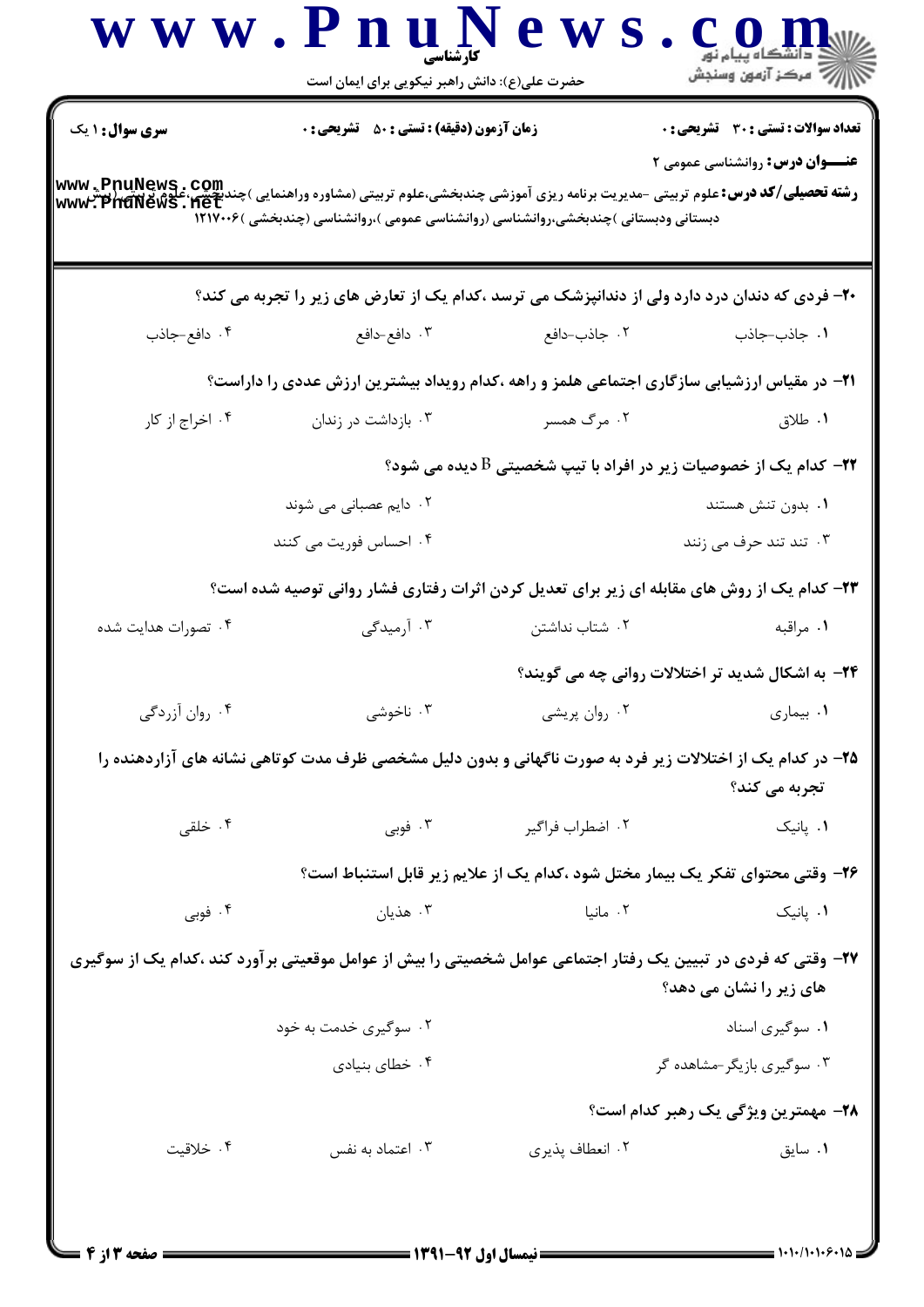**سری سوال:** ۱ یک

**زمان آزمون (دقیقه) : تستی : ۵۰ تشریحی : ۰**

**تعداد سوالات : تستی : ۳۰ تشریحی : ۰**

**عنـــوان درس:** روانشناسی عمومی ۲

**رشته تحصیلی/کد درس:** علوم تربیتی -مدیریت برنامه ریزی آموزشی چندبخشی،علوم تربیتی (مشاوره وراهنمایی )چندبخشی،علوم تربیتی (پیش دبستانی ودبستانی )چندبخشی،روانشناسی (روانشناسی عمومی )،روانشناسی (چندبخشی )۱۲۱۷۰۰۶

۲۰- فردی که دندان درد دارد ولی از دندانپزشک می ترسد ،کدام یک از تعارض های زیر را تجربه می کند؟

۱. جاذب-جاذب
۲. جاذب-دافع
۳. دافع-دافع
۴. دافع-جاذب

۲۱- در مقیاس ارزشیابی سازگاری اجتماعی هلمز و راهه ،کدام رویداد بیشترین ارزش عددی را داراست؟

۱. طلاق
۲. مرگ همسر
۳. بازداشت در زندان
۴. اخراج از کار

۲۲- کدام یک از خصوصیات زیر در افراد با تیپ شخصیتی B دیده می شود؟

۱. بدون تنش هستند
۲. دایم عصبانی می شوند
۳. تند تند حرف می زنند
۴. احساس فوریت می کنند

۲۳- کدام یک از روش های مقابله ای زیر برای تعدیل کردن اثرات رفتاری فشار روانی توصیه شده است؟

۱. مراقبه
۲. شتاب نداشتن
۳. آرمیدگی
۴. تصورات هدایت شده

۲۴- به اشکال شدید تر اختلالات روانی چه می گویند؟

۱. بیماری
۲. روان پریشی
۳. ناخوشی
۴. روان آزردگی

۲۵- در کدام یک از اختلالات زیر فرد به صورت ناگهانی و بدون دلیل مشخصی ظرف مدت کوتاهی نشانه های آزاردهنده را تجربه می کند؟

۱. پانیک
۲. اضطراب فراگیر
۳. فوبی
۴. خلقی

۲۶- وقتی محتوای تفکر یک بیمار مختل شود ،کدام یک از علایم زیر قابل استنباط است؟

۱. پانیک
۲. مانیا
۳. هذیان
۴. فوبی

۲۷- وقتی که فردی در تبیین یک رفتار اجتماعی عوامل شخصیتی را بیش از عوامل موقعیتی برآورد کند ،کدام یک از سوگیری های زیر را نشان می دهد؟

۱. سوگیری اسناد
۲. سوگیری خدمت به خود
۳. سوگیری بازیگر-مشاهده گر
۴. خطای بنیادی

۲۸- مهمترین ویژگی یک رهبر کدام است؟

۱. سایق
۲. انعطاف پذیری
۳. اعتماد به نفس
۴. خلاقیت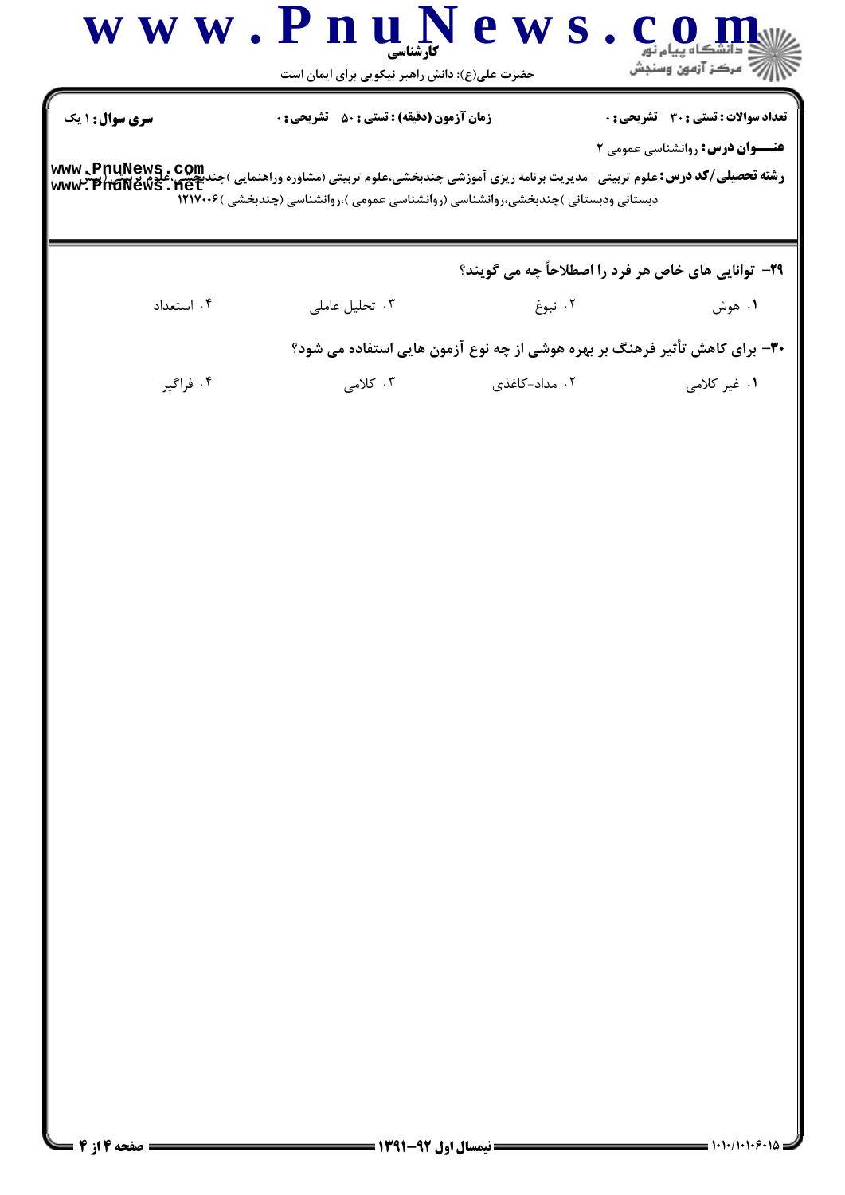**سری سوال:** ۱ یک

**زمان آزمون (دقیقه) : تستی : ۵۰ تشریحی : ۰**

**تعداد سوالات : تستی : ۳۰ تشریحی : ۰**

**عنـــوان درس:** روانشناسی عمومی ۲

**رشته تحصیلی/کد درس:** علوم تربیتی -مدیریت برنامه ریزی آموزشی چندبخشی،علوم تربیتی (مشاوره وراهنمایی )چندبخشی،علوم تربیتی (پیش دبستانی ودبستانی )چندبخشی،روانشناسی (روانشناسی عمومی )،روانشناسی (چندبخشی )۱۲۱۷۰۰۶

**۲۹- توانایی های خاص هر فرد را اصطلاحاً چه می گویند؟**

۱. هوش
۲. نبوغ
۳. تحلیل عاملی
۴. استعداد

**۳۰- برای کاهش تأثیر فرهنگ بر بهره هوشی از چه نوع آزمون هایی استفاده می شود؟**

۱. غیر کلامی
۲. مداد-کاغذی
۳. کلامی
۴. فراگیر